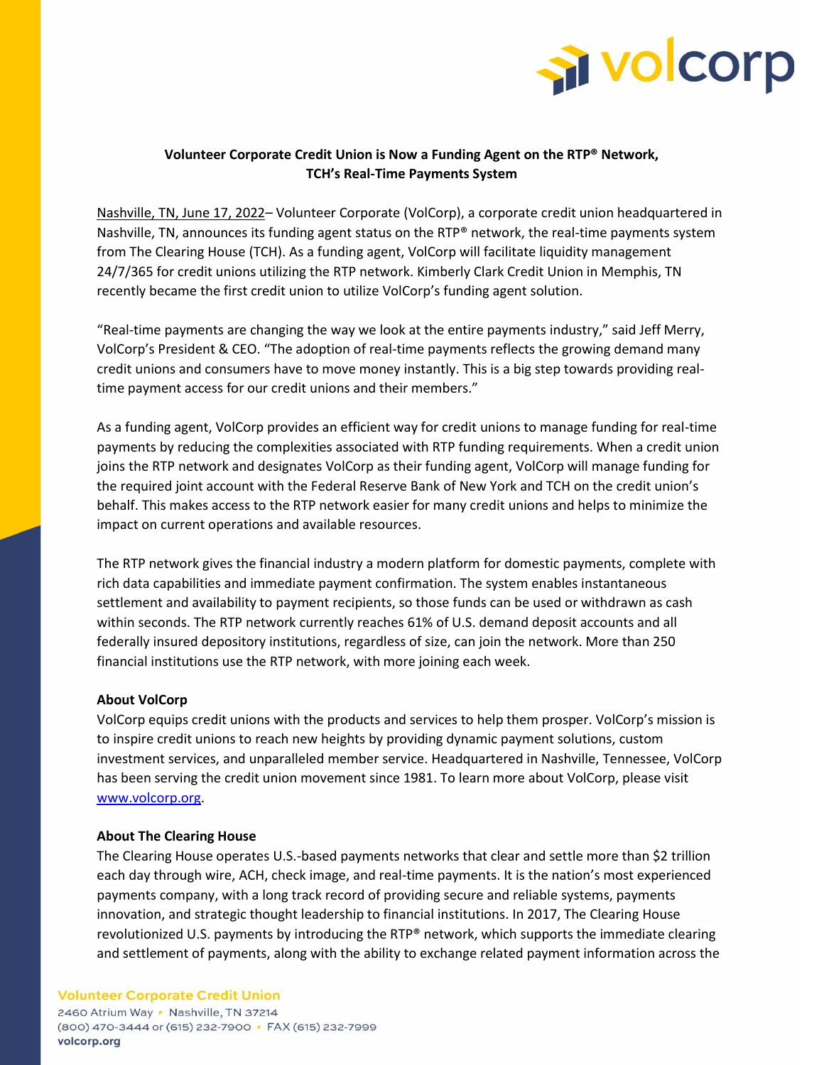**Volunteer Corporate Credit Union is Now a Funding Agent on the RTP® Network, TCH's Real-Time Payments System**

Nashville, TN, June 17, 2022– Volunteer Corporate (VolCorp), a corporate credit union headquartered in Nashville, TN, announces its funding agent status on the RTP® network, the real-time payments system from The Clearing House (TCH). As a funding agent, VolCorp will facilitate liquidity management 24/7/365 for credit unions utilizing the RTP network. Kimberly Clark Credit Union in Memphis, TN recently became the first credit union to utilize VolCorp's funding agent solution.

"Real-time payments are changing the way we look at the entire payments industry," said Jeff Merry, VolCorp's President & CEO. "The adoption of real-time payments reflects the growing demand many credit unions and consumers have to move money instantly. This is a big step towards providing real-time payment access for our credit unions and their members."

As a funding agent, VolCorp provides an efficient way for credit unions to manage funding for real-time payments by reducing the complexities associated with RTP funding requirements. When a credit union joins the RTP network and designates VolCorp as their funding agent, VolCorp will manage funding for the required joint account with the Federal Reserve Bank of New York and TCH on the credit union's behalf. This makes access to the RTP network easier for many credit unions and helps to minimize the impact on current operations and available resources.

The RTP network gives the financial industry a modern platform for domestic payments, complete with rich data capabilities and immediate payment confirmation. The system enables instantaneous settlement and availability to payment recipients, so those funds can be used or withdrawn as cash within seconds. The RTP network currently reaches 61% of U.S. demand deposit accounts and all federally insured depository institutions, regardless of size, can join the network. More than 250 financial institutions use the RTP network, with more joining each week.

**About VolCorp**

VolCorp equips credit unions with the products and services to help them prosper. VolCorp's mission is to inspire credit unions to reach new heights by providing dynamic payment solutions, custom investment services, and unparalleled member service. Headquartered in Nashville, Tennessee, VolCorp has been serving the credit union movement since 1981. To learn more about VolCorp, please visit www.volcorp.org.

**About The Clearing House**

The Clearing House operates U.S.-based payments networks that clear and settle more than $2 trillion each day through wire, ACH, check image, and real-time payments. It is the nation's most experienced payments company, with a long track record of providing secure and reliable systems, payments innovation, and strategic thought leadership to financial institutions. In 2017, The Clearing House revolutionized U.S. payments by introducing the RTP® network, which supports the immediate clearing and settlement of payments, along with the ability to exchange related payment information across the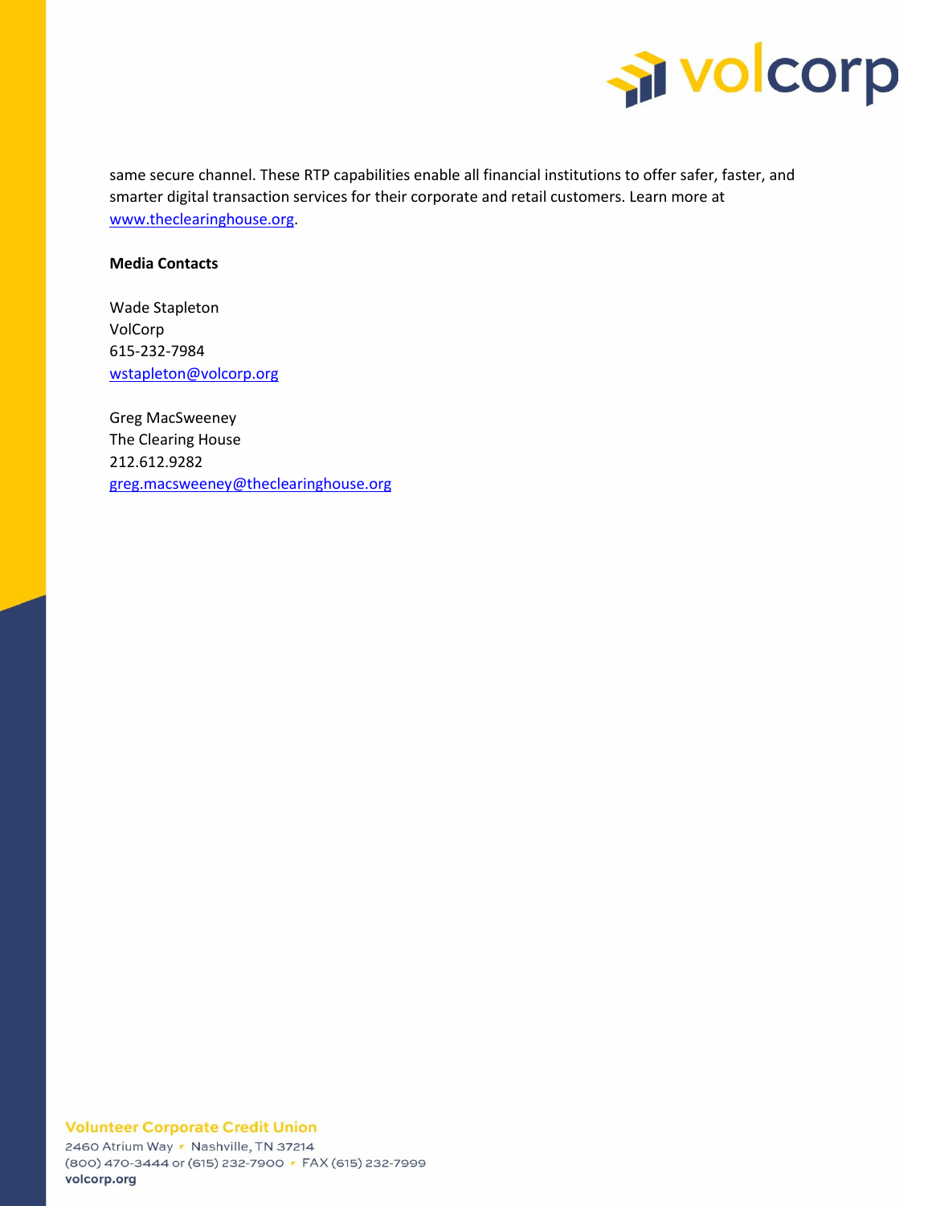same secure channel. These RTP capabilities enable all financial institutions to offer safer, faster, and smarter digital transaction services for their corporate and retail customers. Learn more at www.theclearinghouse.org.

**Media Contacts**

Wade Stapleton
VolCorp
615-232-7984
wstapleton@volcorp.org

Greg MacSweeney
The Clearing House
212.612.9282
greg.macsweeney@theclearinghouse.org